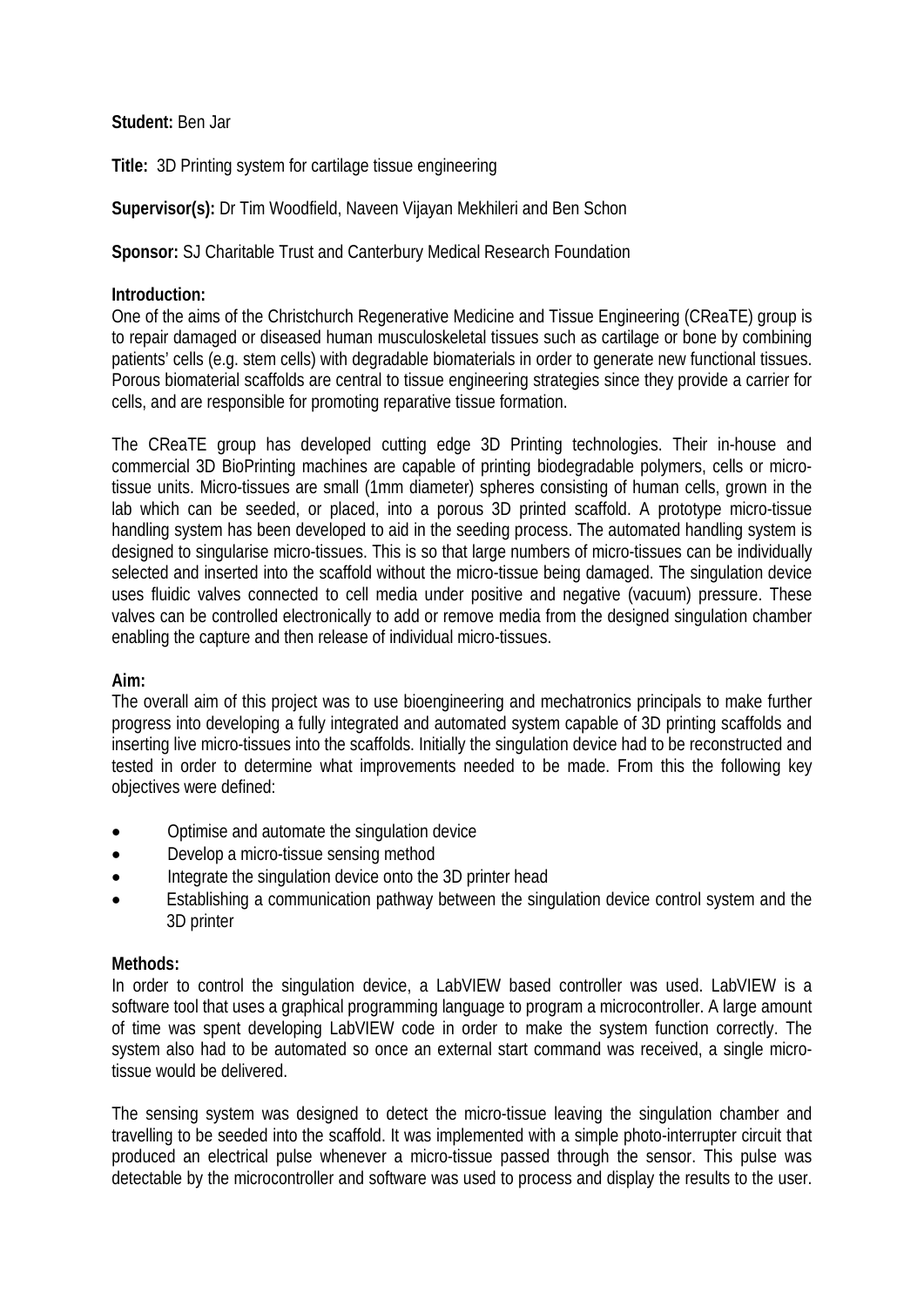**Student:** Ben Jar

**Title:** 3D Printing system for cartilage tissue engineering

**Supervisor(s):** Dr Tim Woodfield, Naveen Vijayan Mekhileri and Ben Schon

**Sponsor:** SJ Charitable Trust and Canterbury Medical Research Foundation

**Introduction:**

One of the aims of the Christchurch Regenerative Medicine and Tissue Engineering (CReaTE) group is to repair damaged or diseased human musculoskeletal tissues such as cartilage or bone by combining patients' cells (e.g. stem cells) with degradable biomaterials in order to generate new functional tissues. Porous biomaterial scaffolds are central to tissue engineering strategies since they provide a carrier for cells, and are responsible for promoting reparative tissue formation.

The CReaTE group has developed cutting edge 3D Printing technologies. Their in-house and commercial 3D BioPrinting machines are capable of printing biodegradable polymers, cells or micro-tissue units. Micro-tissues are small (1mm diameter) spheres consisting of human cells, grown in the lab which can be seeded, or placed, into a porous 3D printed scaffold. A prototype micro-tissue handling system has been developed to aid in the seeding process. The automated handling system is designed to singularise micro-tissues. This is so that large numbers of micro-tissues can be individually selected and inserted into the scaffold without the micro-tissue being damaged. The singulation device uses fluidic valves connected to cell media under positive and negative (vacuum) pressure. These valves can be controlled electronically to add or remove media from the designed singulation chamber enabling the capture and then release of individual micro-tissues.

**Aim:**

The overall aim of this project was to use bioengineering and mechatronics principals to make further progress into developing a fully integrated and automated system capable of 3D printing scaffolds and inserting live micro-tissues into the scaffolds. Initially the singulation device had to be reconstructed and tested in order to determine what improvements needed to be made. From this the following key objectives were defined:

- Optimise and automate the singulation device
- Develop a micro-tissue sensing method
- Integrate the singulation device onto the 3D printer head
- Establishing a communication pathway between the singulation device control system and the 3D printer

**Methods:**

In order to control the singulation device, a LabVIEW based controller was used. LabVIEW is a software tool that uses a graphical programming language to program a microcontroller. A large amount of time was spent developing LabVIEW code in order to make the system function correctly. The system also had to be automated so once an external start command was received, a single micro-tissue would be delivered.

The sensing system was designed to detect the micro-tissue leaving the singulation chamber and travelling to be seeded into the scaffold. It was implemented with a simple photo-interrupter circuit that produced an electrical pulse whenever a micro-tissue passed through the sensor. This pulse was detectable by the microcontroller and software was used to process and display the results to the user.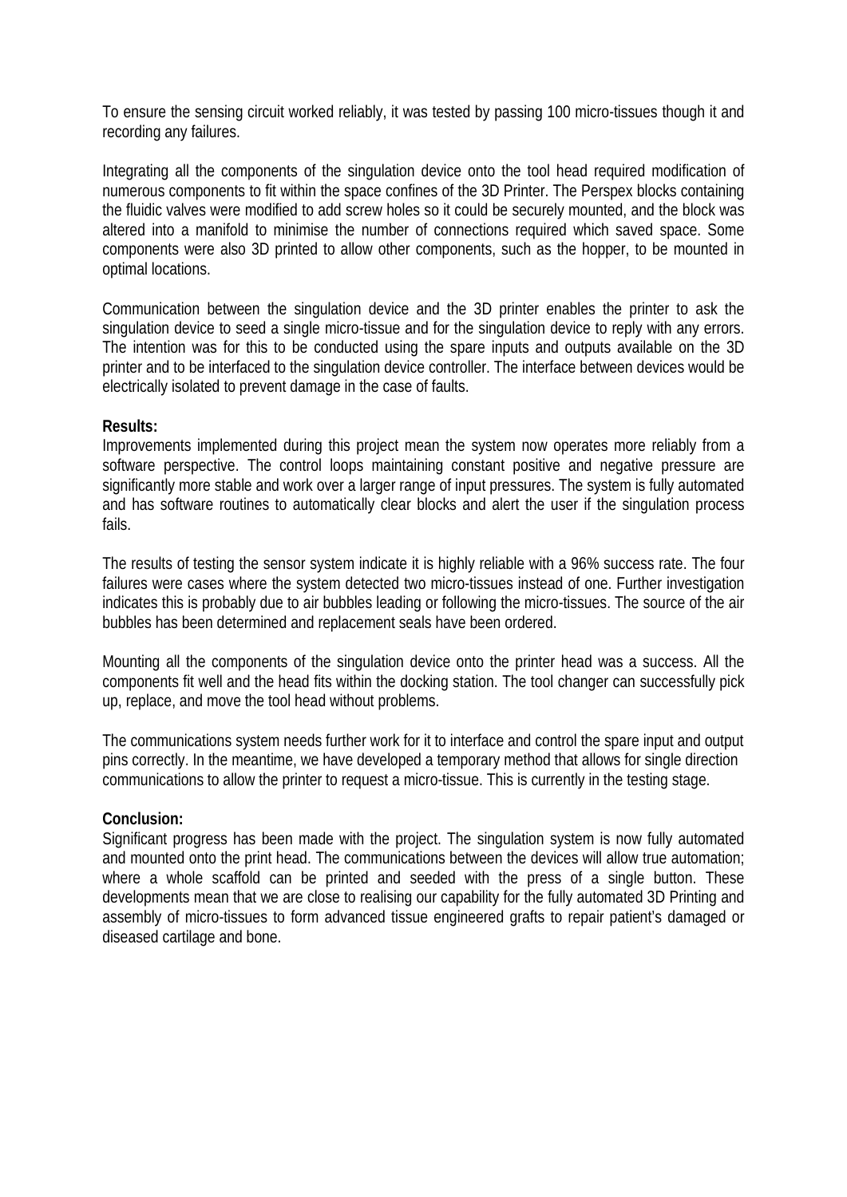To ensure the sensing circuit worked reliably, it was tested by passing 100 micro-tissues though it and recording any failures.

Integrating all the components of the singulation device onto the tool head required modification of numerous components to fit within the space confines of the 3D Printer. The Perspex blocks containing the fluidic valves were modified to add screw holes so it could be securely mounted, and the block was altered into a manifold to minimise the number of connections required which saved space. Some components were also 3D printed to allow other components, such as the hopper, to be mounted in optimal locations.

Communication between the singulation device and the 3D printer enables the printer to ask the singulation device to seed a single micro-tissue and for the singulation device to reply with any errors. The intention was for this to be conducted using the spare inputs and outputs available on the 3D printer and to be interfaced to the singulation device controller. The interface between devices would be electrically isolated to prevent damage in the case of faults.

**Results:**
Improvements implemented during this project mean the system now operates more reliably from a software perspective. The control loops maintaining constant positive and negative pressure are significantly more stable and work over a larger range of input pressures. The system is fully automated and has software routines to automatically clear blocks and alert the user if the singulation process fails.

The results of testing the sensor system indicate it is highly reliable with a 96% success rate. The four failures were cases where the system detected two micro-tissues instead of one. Further investigation indicates this is probably due to air bubbles leading or following the micro-tissues. The source of the air bubbles has been determined and replacement seals have been ordered.

Mounting all the components of the singulation device onto the printer head was a success. All the components fit well and the head fits within the docking station. The tool changer can successfully pick up, replace, and move the tool head without problems.

The communications system needs further work for it to interface and control the spare input and output pins correctly. In the meantime, we have developed a temporary method that allows for single direction communications to allow the printer to request a micro-tissue. This is currently in the testing stage.

**Conclusion:**
Significant progress has been made with the project. The singulation system is now fully automated and mounted onto the print head. The communications between the devices will allow true automation; where a whole scaffold can be printed and seeded with the press of a single button. These developments mean that we are close to realising our capability for the fully automated 3D Printing and assembly of micro-tissues to form advanced tissue engineered grafts to repair patient's damaged or diseased cartilage and bone.